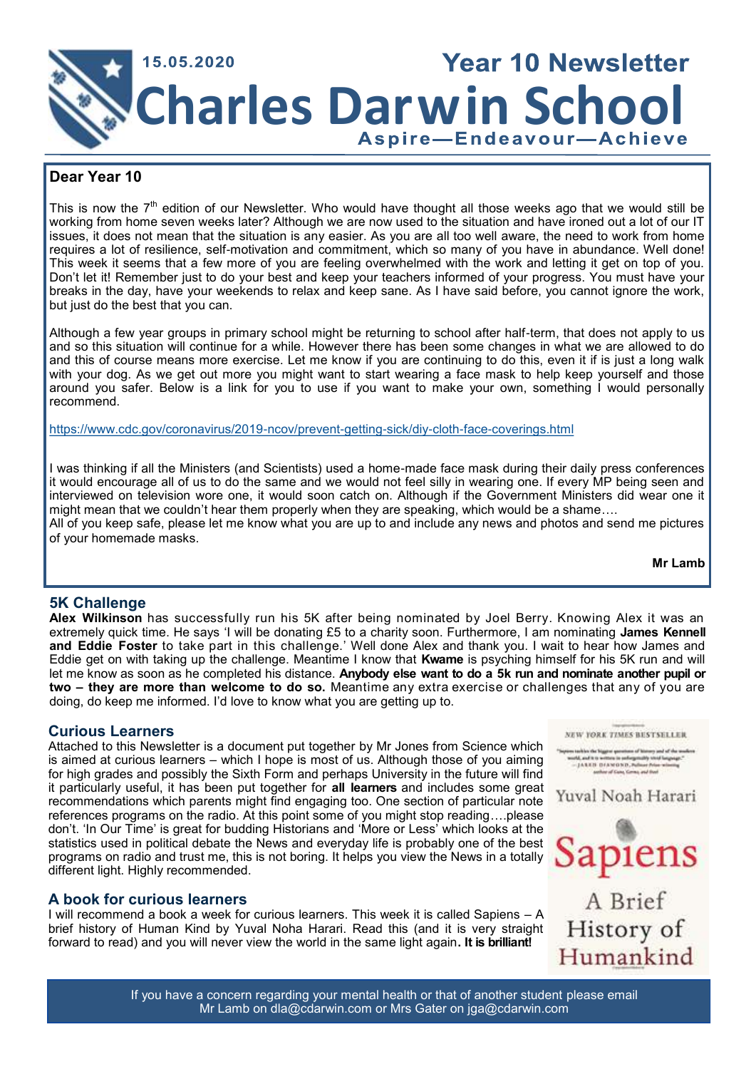15.05.2020

# Year 10 Newsletter

# Charles Darwin School

**Aspire—Endeavour—Achieve**

## Dear Year 10

This is now the 7th edition of our Newsletter. Who would have thought all those weeks ago that we would still be working from home seven weeks later? Although we are now used to the situation and have ironed out a lot of our IT issues, it does not mean that the situation is any easier. As you are all too well aware, the need to work from home requires a lot of resilience, self-motivation and commitment, which so many of you have in abundance. Well done! This week it seems that a few more of you are feeling overwhelmed with the work and letting it get on top of you. Don't let it! Remember just to do your best and keep your teachers informed of your progress. You must have your breaks in the day, have your weekends to relax and keep sane. As I have said before, you cannot ignore the work, but just do the best that you can.

Although a few year groups in primary school might be returning to school after half-term, that does not apply to us and so this situation will continue for a while. However there has been some changes in what we are allowed to do and this of course means more exercise. Let me know if you are continuing to do this, even it if is just a long walk with your dog. As we get out more you might want to start wearing a face mask to help keep yourself and those around you safer. Below is a link for you to use if you want to make your own, something I would personally recommend.

https://www.cdc.gov/coronavirus/2019-ncov/prevent-getting-sick/diy-cloth-face-coverings.html

I was thinking if all the Ministers (and Scientists) used a home-made face mask during their daily press conferences it would encourage all of us to do the same and we would not feel silly in wearing one. If every MP being seen and interviewed on television wore one, it would soon catch on. Although if the Government Ministers did wear one it might mean that we couldn't hear them properly when they are speaking, which would be a shame….

All of you keep safe, please let me know what you are up to and include any news and photos and send me pictures of your homemade masks.

**Mr Lamb**

## 5K Challenge

**Alex Wilkinson** has successfully run his 5K after being nominated by Joel Berry. Knowing Alex it was an extremely quick time. He says 'I will be donating £5 to a charity soon. Furthermore, I am nominating **James Kennell and Eddie Foster** to take part in this challenge.' Well done Alex and thank you. I wait to hear how James and Eddie get on with taking up the challenge. Meantime I know that **Kwame** is psyching himself for his 5K run and will let me know as soon as he completed his distance. **Anybody else want to do a 5k run and nominate another pupil or two – they are more than welcome to do so.** Meantime any extra exercise or challenges that any of you are doing, do keep me informed. I'd love to know what you are getting up to.

## Curious Learners

Attached to this Newsletter is a document put together by Mr Jones from Science which is aimed at curious learners – which I hope is most of us. Although those of you aiming for high grades and possibly the Sixth Form and perhaps University in the future will find it particularly useful, it has been put together for **all learners** and includes some great recommendations which parents might find engaging too. One section of particular note references programs on the radio. At this point some of you might stop reading….please don't. 'In Our Time' is great for budding Historians and 'More or Less' which looks at the statistics used in political debate the News and everyday life is probably one of the best programs on radio and trust me, this is not boring. It helps you view the News in a totally different light. Highly recommended.

## A book for curious learners

I will recommend a book a week for curious learners. This week it is called Sapiens – A brief history of Human Kind by Yuval Noha Harari. Read this (and it is very straight forward to read) and you will never view the world in the same light again**. It is brilliant!**

If you have a concern regarding your mental health or that of another student please email Mr Lamb on dla@cdarwin.com or Mrs Gater on jga@cdarwin.com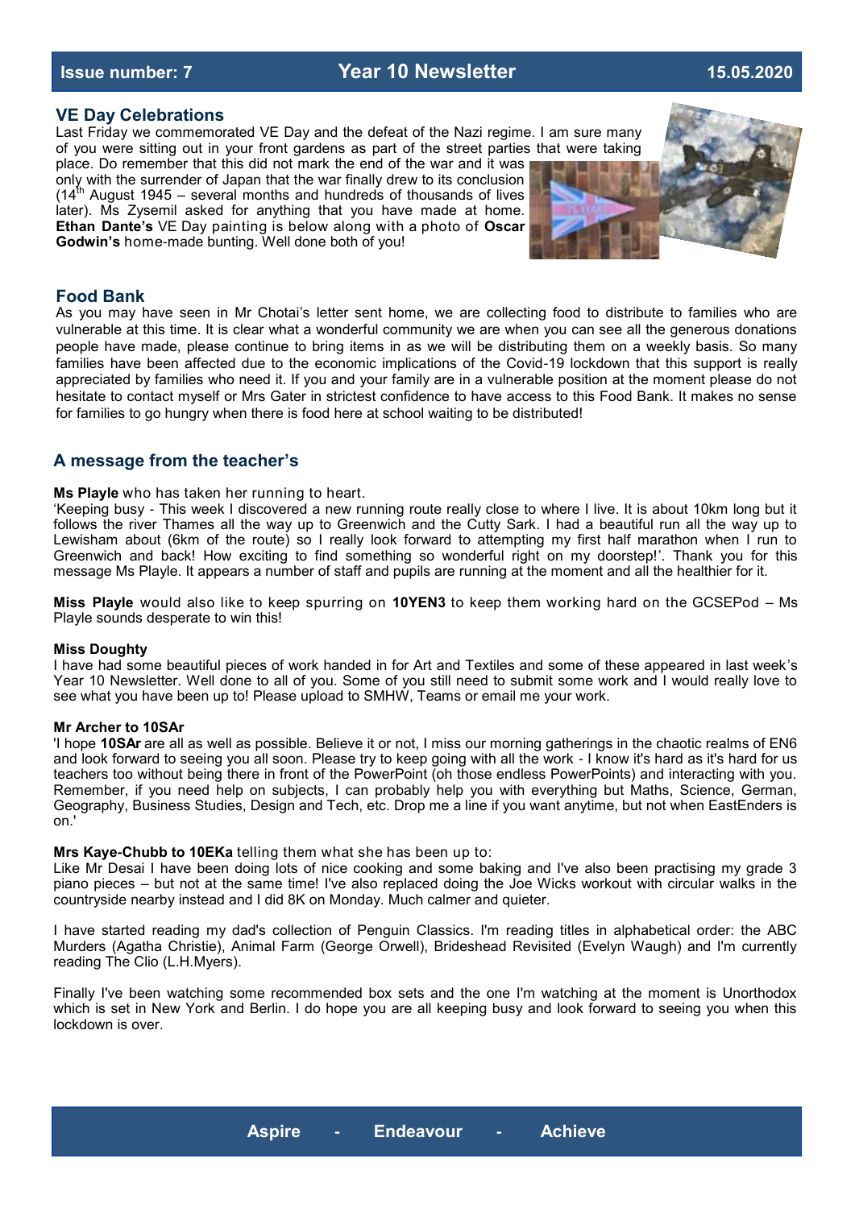Issue number: 7 | Year 10 Newsletter | 15.05.2020

## VE Day Celebrations

Last Friday we commemorated VE Day and the defeat of the Nazi regime. I am sure many of you were sitting out in your front gardens as part of the street parties that were taking place. Do remember that this did not mark the end of the war and it was only with the surrender of Japan that the war finally drew to its conclusion (14th August 1945 – several months and hundreds of thousands of lives later). Ms Zysemil asked for anything that you have made at home. **Ethan Dante's** VE Day painting is below along with a photo of **Oscar Godwin's** home-made bunting. Well done both of you!

## Food Bank

As you may have seen in Mr Chotai's letter sent home, we are collecting food to distribute to families who are vulnerable at this time. It is clear what a wonderful community we are when you can see all the generous donations people have made, please continue to bring items in as we will be distributing them on a weekly basis. So many families have been affected due to the economic implications of the Covid-19 lockdown that this support is really appreciated by families who need it. If you and your family are in a vulnerable position at the moment please do not hesitate to contact myself or Mrs Gater in strictest confidence to have access to this Food Bank. It makes no sense for families to go hungry when there is food here at school waiting to be distributed!

## A message from the teacher's

**Ms Playle** who has taken her running to heart.

'Keeping busy - This week I discovered a new running route really close to where I live. It is about 10km long but it follows the river Thames all the way up to Greenwich and the Cutty Sark. I had a beautiful run all the way up to Lewisham about (6km of the route) so I really look forward to attempting my first half marathon when I run to Greenwich and back! How exciting to find something so wonderful right on my doorstep!'. Thank you for this message Ms Playle. It appears a number of staff and pupils are running at the moment and all the healthier for it.

**Miss Playle** would also like to keep spurring on **10YEN3** to keep them working hard on the GCSEPod – Ms Playle sounds desperate to win this!

**Miss Doughty**

I have had some beautiful pieces of work handed in for Art and Textiles and some of these appeared in last week's Year 10 Newsletter. Well done to all of you. Some of you still need to submit some work and I would really love to see what you have been up to! Please upload to SMHW, Teams or email me your work.

**Mr Archer to 10SAr**

'I hope **10SAr** are all as well as possible. Believe it or not, I miss our morning gatherings in the chaotic realms of EN6 and look forward to seeing you all soon. Please try to keep going with all the work - I know it's hard as it's hard for us teachers too without being there in front of the PowerPoint (oh those endless PowerPoints) and interacting with you. Remember, if you need help on subjects, I can probably help you with everything but Maths, Science, German, Geography, Business Studies, Design and Tech, etc. Drop me a line if you want anytime, but not when EastEnders is on.'

**Mrs Kaye-Chubb to 10EKa** telling them what she has been up to:

Like Mr Desai I have been doing lots of nice cooking and some baking and I've also been practising my grade 3 piano pieces – but not at the same time! I've also replaced doing the Joe Wicks workout with circular walks in the countryside nearby instead and I did 8K on Monday. Much calmer and quieter.

I have started reading my dad's collection of Penguin Classics. I'm reading titles in alphabetical order: the ABC Murders (Agatha Christie), Animal Farm (George Orwell), Brideshead Revisited (Evelyn Waugh) and I'm currently reading The Clio (L.H.Myers).

Finally I've been watching some recommended box sets and the one I'm watching at the moment is Unorthodox which is set in New York and Berlin. I do hope you are all keeping busy and look forward to seeing you when this lockdown is over.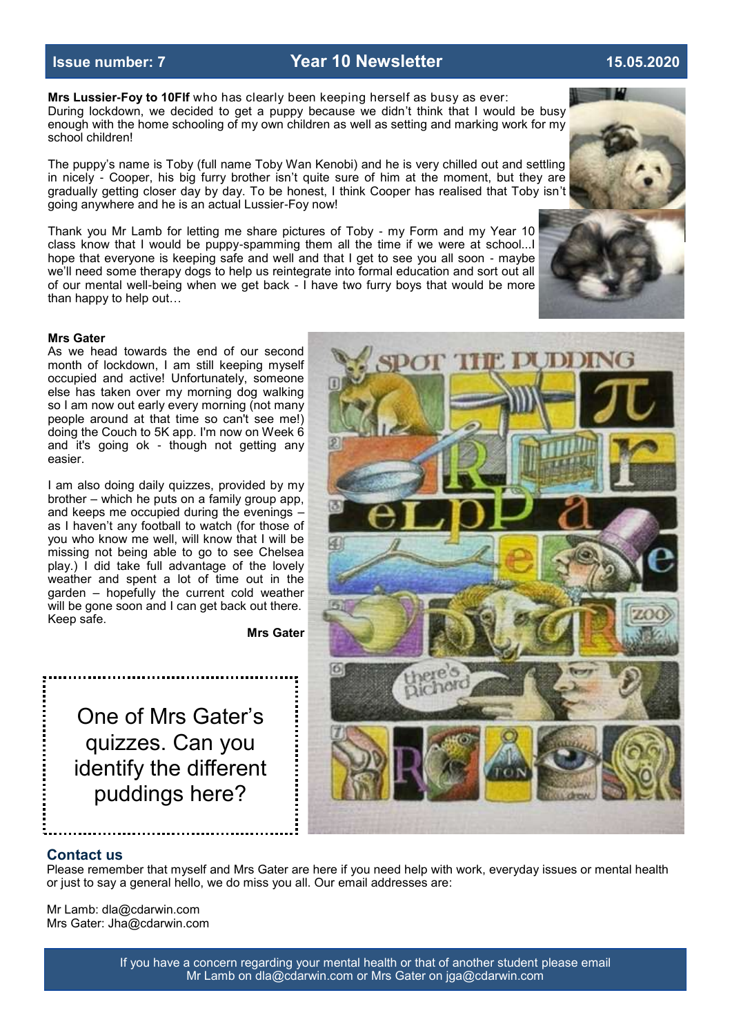**Mrs Lussier-Foy to 10Flf** who has clearly been keeping herself as busy as ever:
During lockdown, we decided to get a puppy because we didn't think that I would be busy enough with the home schooling of my own children as well as setting and marking work for my school children!

The puppy's name is Toby (full name Toby Wan Kenobi) and he is very chilled out and settling in nicely - Cooper, his big furry brother isn't quite sure of him at the moment, but they are gradually getting closer day by day. To be honest, I think Cooper has realised that Toby isn't going anywhere and he is an actual Lussier-Foy now!

Thank you Mr Lamb for letting me share pictures of Toby - my Form and my Year 10 class know that I would be puppy-spamming them all the time if we were at school...I hope that everyone is keeping safe and well and that I get to see you all soon - maybe we'll need some therapy dogs to help us reintegrate into formal education and sort out all of our mental well-being when we get back - I have two furry boys that would be more than happy to help out…

**Mrs Gater**

As we head towards the end of our second month of lockdown, I am still keeping myself occupied and active! Unfortunately, someone else has taken over my morning dog walking so I am now out early every morning (not many people around at that time so can't see me!) doing the Couch to 5K app. I'm now on Week 6 and it's going ok - though not getting any easier.

I am also doing daily quizzes, provided by my brother – which he puts on a family group app, and keeps me occupied during the evenings – as I haven't any football to watch (for those of you who know me well, will know that I will be missing not being able to go to see Chelsea play.) I did take full advantage of the lovely weather and spent a lot of time out in the garden – hopefully the current cold weather will be gone soon and I can get back out there. Keep safe.

**Mrs Gater**

One of Mrs Gater's quizzes. Can you identify the different puddings here?

## Contact us

Please remember that myself and Mrs Gater are here if you need help with work, everyday issues or mental health or just to say a general hello, we do miss you all. Our email addresses are:

Mr Lamb: dla@cdarwin.com
Mrs Gater: Jha@cdarwin.com

If you have a concern regarding your mental health or that of another student please email Mr Lamb on dla@cdarwin.com or Mrs Gater on jga@cdarwin.com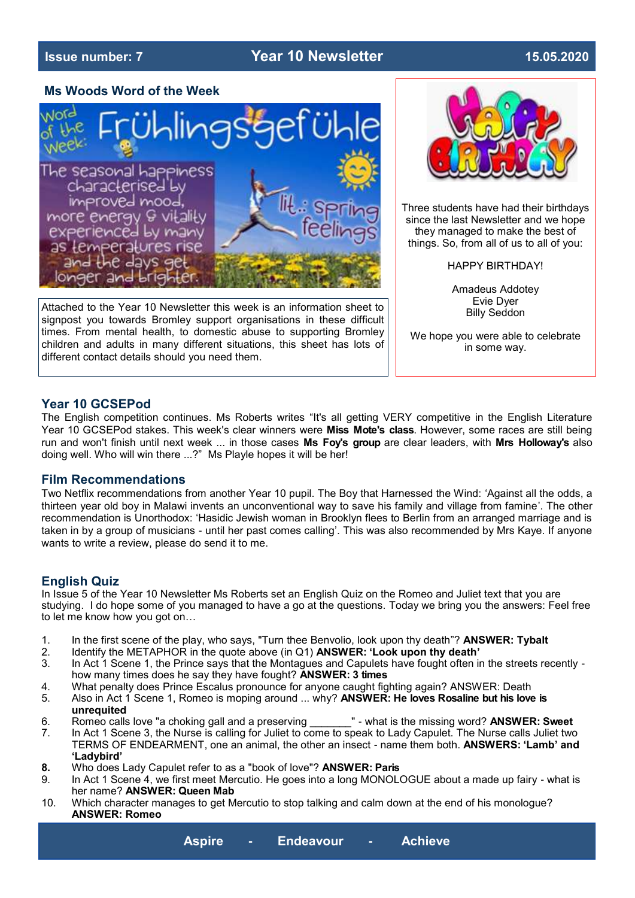Issue number: 7 | Year 10 Newsletter | 15.05.2020

## Ms Woods Word of the Week

Word of the Week: Frühlingsgefühle

The seasonal happiness characterised by improved mood, more energy & vitality experienced by many as temperatures rise and the days get longer and brighter.

lit.: spring feelings

Attached to the Year 10 Newsletter this week is an information sheet to signpost you towards Bromley support organisations in these difficult times. From mental health, to domestic abuse to supporting Bromley children and adults in many different situations, this sheet has lots of different contact details should you need them.

HAPPY BIRTHDAY

Three students have had their birthdays since the last Newsletter and we hope they managed to make the best of things. So, from all of us to all of you:

HAPPY BIRTHDAY!

Amadeus Addotey
Evie Dyer
Billy Seddon

We hope you were able to celebrate in some way.

## Year 10 GCSEPod

The English competition continues. Ms Roberts writes "It's all getting VERY competitive in the English Literature Year 10 GCSEPod stakes. This week's clear winners were **Miss Mote's class**. However, some races are still being run and won't finish until next week ... in those cases **Ms Foy's group** are clear leaders, with **Mrs Holloway's** also doing well. Who will win there ...?" Ms Playle hopes it will be her!

## Film Recommendations

Two Netflix recommendations from another Year 10 pupil. The Boy that Harnessed the Wind: 'Against all the odds, a thirteen year old boy in Malawi invents an unconventional way to save his family and village from famine'. The other recommendation is Unorthodox: 'Hasidic Jewish woman in Brooklyn flees to Berlin from an arranged marriage and is taken in by a group of musicians - until her past comes calling'. This was also recommended by Mrs Kaye. If anyone wants to write a review, please do send it to me.

## English Quiz

In Issue 5 of the Year 10 Newsletter Ms Roberts set an English Quiz on the Romeo and Juliet text that you are studying. I do hope some of you managed to have a go at the questions. Today we bring you the answers: Feel free to let me know how you got on…

1. In the first scene of the play, who says, "Turn thee Benvolio, look upon thy death"? **ANSWER: Tybalt**
2. Identify the METAPHOR in the quote above (in Q1) **ANSWER: 'Look upon thy death'**
3. In Act 1 Scene 1, the Prince says that the Montagues and Capulets have fought often in the streets recently - how many times does he say they have fought? **ANSWER: 3 times**
4. What penalty does Prince Escalus pronounce for anyone caught fighting again? ANSWER: Death
5. Also in Act 1 Scene 1, Romeo is moping around ... why? **ANSWER: He loves Rosaline but his love is unrequited**
6. Romeo calls love "a choking gall and a preserving _______" - what is the missing word? **ANSWER: Sweet**
7. In Act 1 Scene 3, the Nurse is calling for Juliet to come to speak to Lady Capulet. The Nurse calls Juliet two TERMS OF ENDEARMENT, one an animal, the other an insect - name them both. **ANSWERS: 'Lamb' and 'Ladybird'**
8. Who does Lady Capulet refer to as a "book of love"? **ANSWER: Paris**
9. In Act 1 Scene 4, we first meet Mercutio. He goes into a long MONOLOGUE about a made up fairy - what is her name? **ANSWER: Queen Mab**
10. Which character manages to get Mercutio to stop talking and calm down at the end of his monologue? **ANSWER: Romeo**

**Aspire - Endeavour - Achieve**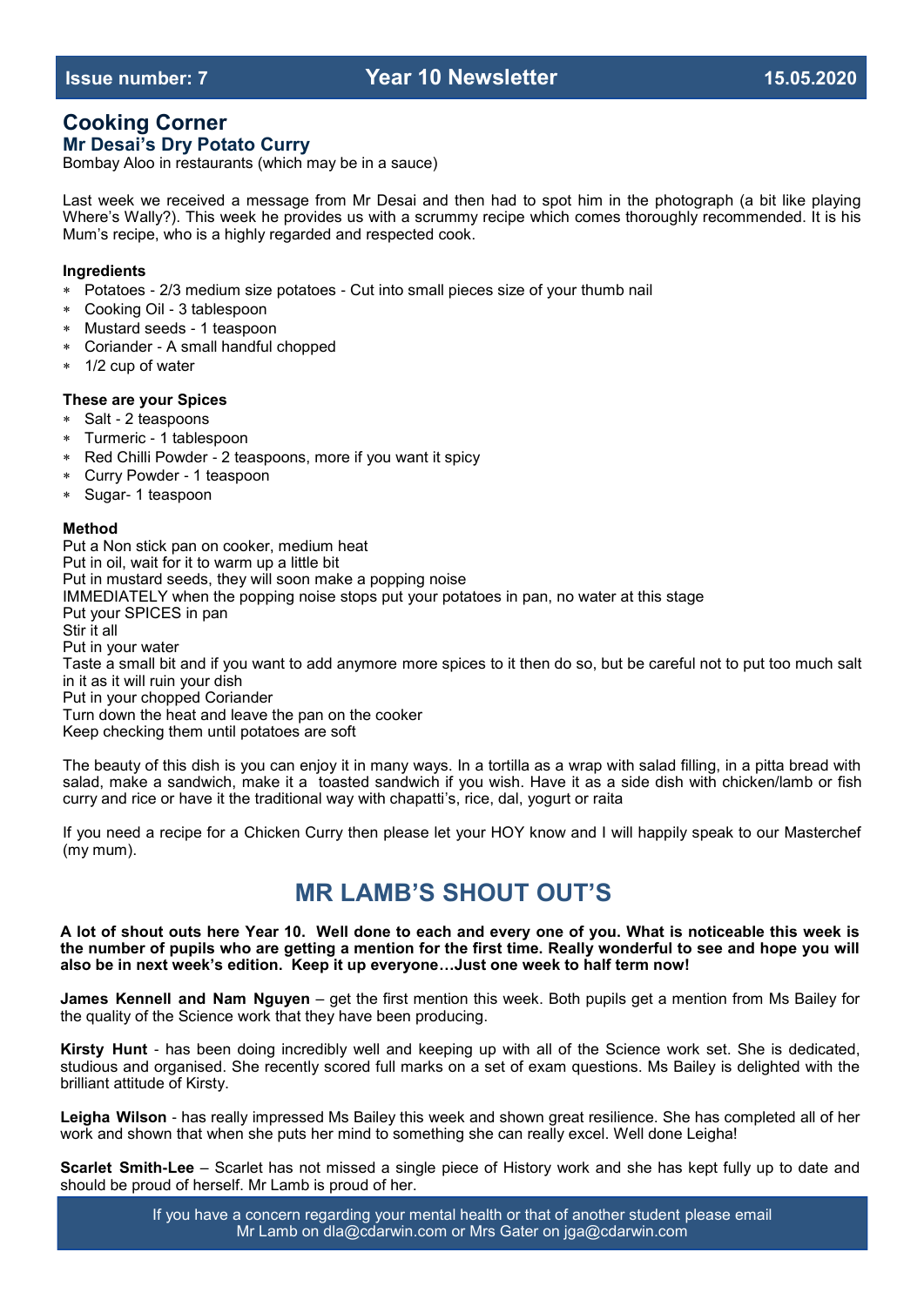## Cooking Corner

### Mr Desai's Dry Potato Curry

Bombay Aloo in restaurants (which may be in a sauce)

Last week we received a message from Mr Desai and then had to spot him in the photograph (a bit like playing Where's Wally?). This week he provides us with a scrummy recipe which comes thoroughly recommended. It is his Mum's recipe, who is a highly regarded and respected cook.

**Ingredients**

- Potatoes - 2/3 medium size potatoes - Cut into small pieces size of your thumb nail
- Cooking Oil - 3 tablespoon
- Mustard seeds - 1 teaspoon
- Coriander - A small handful chopped
- 1/2 cup of water

**These are your Spices**

- Salt - 2 teaspoons
- Turmeric - 1 tablespoon
- Red Chilli Powder - 2 teaspoons, more if you want it spicy
- Curry Powder - 1 teaspoon
- Sugar- 1 teaspoon

**Method**

Put a Non stick pan on cooker, medium heat
Put in oil, wait for it to warm up a little bit
Put in mustard seeds, they will soon make a popping noise
IMMEDIATELY when the popping noise stops put your potatoes in pan, no water at this stage
Put your SPICES in pan
Stir it all
Put in your water
Taste a small bit and if you want to add anymore more spices to it then do so, but be careful not to put too much salt in it as it will ruin your dish
Put in your chopped Coriander
Turn down the heat and leave the pan on the cooker
Keep checking them until potatoes are soft

The beauty of this dish is you can enjoy it in many ways. In a tortilla as a wrap with salad filling, in a pitta bread with salad, make a sandwich, make it a toasted sandwich if you wish. Have it as a side dish with chicken/lamb or fish curry and rice or have it the traditional way with chapatti's, rice, dal, yogurt or raita

If you need a recipe for a Chicken Curry then please let your HOY know and I will happily speak to our Masterchef (my mum).

## MR LAMB'S SHOUT OUT'S

**A lot of shout outs here Year 10. Well done to each and every one of you. What is noticeable this week is the number of pupils who are getting a mention for the first time. Really wonderful to see and hope you will also be in next week's edition. Keep it up everyone…Just one week to half term now!**

**James Kennell and Nam Nguyen** – get the first mention this week. Both pupils get a mention from Ms Bailey for the quality of the Science work that they have been producing.

**Kirsty Hunt** - has been doing incredibly well and keeping up with all of the Science work set. She is dedicated, studious and organised. She recently scored full marks on a set of exam questions. Ms Bailey is delighted with the brilliant attitude of Kirsty.

**Leigha Wilson** - has really impressed Ms Bailey this week and shown great resilience. She has completed all of her work and shown that when she puts her mind to something she can really excel. Well done Leigha!

**Scarlet Smith-Lee** – Scarlet has not missed a single piece of History work and she has kept fully up to date and should be proud of herself. Mr Lamb is proud of her.

If you have a concern regarding your mental health or that of another student please email Mr Lamb on dla@cdarwin.com or Mrs Gater on jga@cdarwin.com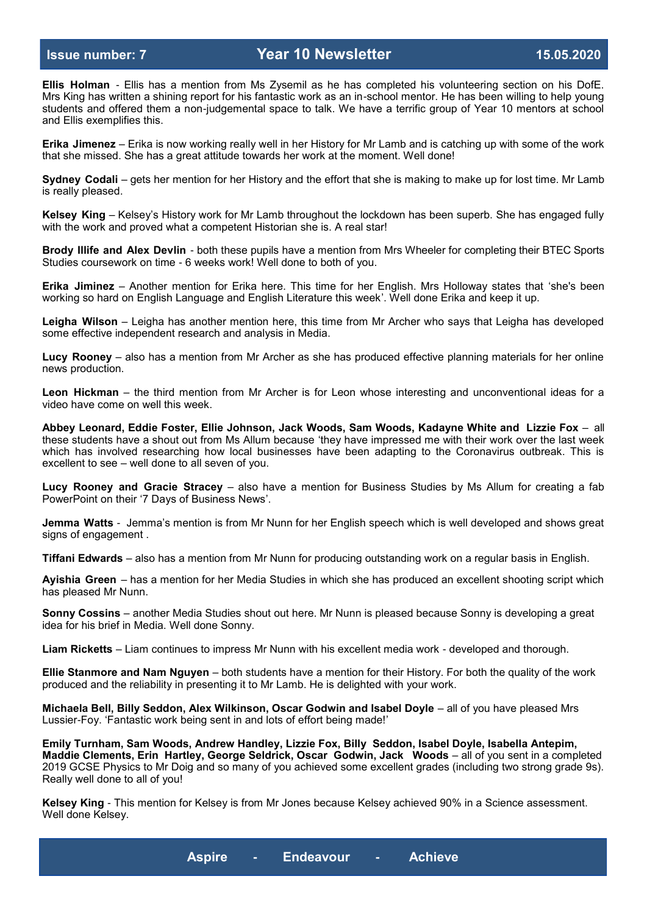**Ellis Holman** - Ellis has a mention from Ms Zysemil as he has completed his volunteering section on his DofE. Mrs King has written a shining report for his fantastic work as an in-school mentor. He has been willing to help young students and offered them a non-judgemental space to talk. We have a terrific group of Year 10 mentors at school and Ellis exemplifies this.

**Erika Jimenez** – Erika is now working really well in her History for Mr Lamb and is catching up with some of the work that she missed. She has a great attitude towards her work at the moment. Well done!

**Sydney Codali** – gets her mention for her History and the effort that she is making to make up for lost time. Mr Lamb is really pleased.

**Kelsey King** – Kelsey's History work for Mr Lamb throughout the lockdown has been superb. She has engaged fully with the work and proved what a competent Historian she is. A real star!

**Brody Illife and Alex Devlin** - both these pupils have a mention from Mrs Wheeler for completing their BTEC Sports Studies coursework on time - 6 weeks work! Well done to both of you.

**Erika Jiminez** – Another mention for Erika here. This time for her English. Mrs Holloway states that 'she's been working so hard on English Language and English Literature this week'. Well done Erika and keep it up.

**Leigha Wilson** – Leigha has another mention here, this time from Mr Archer who says that Leigha has developed some effective independent research and analysis in Media.

**Lucy Rooney** – also has a mention from Mr Archer as she has produced effective planning materials for her online news production.

**Leon Hickman** – the third mention from Mr Archer is for Leon whose interesting and unconventional ideas for a video have come on well this week.

**Abbey Leonard, Eddie Foster, Ellie Johnson, Jack Woods, Sam Woods, Kadayne White and Lizzie Fox** – all these students have a shout out from Ms Allum because 'they have impressed me with their work over the last week which has involved researching how local businesses have been adapting to the Coronavirus outbreak. This is excellent to see – well done to all seven of you.

**Lucy Rooney and Gracie Stracey** – also have a mention for Business Studies by Ms Allum for creating a fab PowerPoint on their '7 Days of Business News'.

**Jemma Watts** - Jemma's mention is from Mr Nunn for her English speech which is well developed and shows great signs of engagement .

**Tiffani Edwards** – also has a mention from Mr Nunn for producing outstanding work on a regular basis in English.

**Ayishia Green** – has a mention for her Media Studies in which she has produced an excellent shooting script which has pleased Mr Nunn.

**Sonny Cossins** – another Media Studies shout out here. Mr Nunn is pleased because Sonny is developing a great idea for his brief in Media. Well done Sonny.

**Liam Ricketts** – Liam continues to impress Mr Nunn with his excellent media work - developed and thorough.

**Ellie Stanmore and Nam Nguyen** – both students have a mention for their History. For both the quality of the work produced and the reliability in presenting it to Mr Lamb. He is delighted with your work.

**Michaela Bell, Billy Seddon, Alex Wilkinson, Oscar Godwin and Isabel Doyle** – all of you have pleased Mrs Lussier-Foy. 'Fantastic work being sent in and lots of effort being made!'

**Emily Turnham, Sam Woods, Andrew Handley, Lizzie Fox, Billy Seddon, Isabel Doyle, Isabella Antepim, Maddie Clements, Erin Hartley, George Seldrick, Oscar Godwin, Jack Woods** – all of you sent in a completed 2019 GCSE Physics to Mr Doig and so many of you achieved some excellent grades (including two strong grade 9s). Really well done to all of you!

**Kelsey King** - This mention for Kelsey is from Mr Jones because Kelsey achieved 90% in a Science assessment. Well done Kelsey.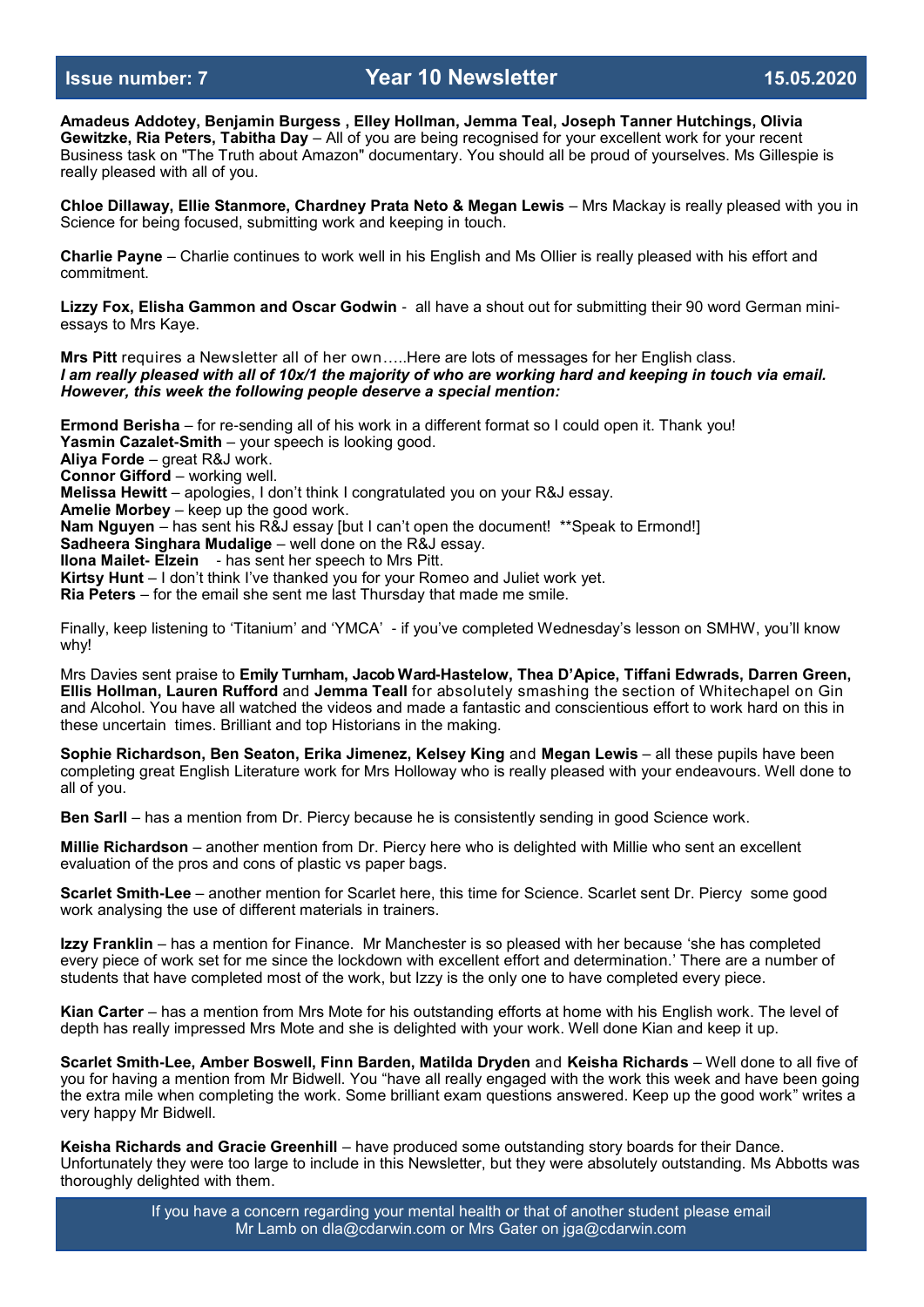**Amadeus Addotey, Benjamin Burgess , Elley Hollman, Jemma Teal, Joseph Tanner Hutchings, Olivia Gewitzke, Ria Peters, Tabitha Day** – All of you are being recognised for your excellent work for your recent Business task on "The Truth about Amazon" documentary. You should all be proud of yourselves. Ms Gillespie is really pleased with all of you.

**Chloe Dillaway, Ellie Stanmore, Chardney Prata Neto & Megan Lewis** – Mrs Mackay is really pleased with you in Science for being focused, submitting work and keeping in touch.

**Charlie Payne** – Charlie continues to work well in his English and Ms Ollier is really pleased with his effort and commitment.

**Lizzy Fox, Elisha Gammon and Oscar Godwin** - all have a shout out for submitting their 90 word German mini-essays to Mrs Kaye.

**Mrs Pitt** requires a Newsletter all of her own…..Here are lots of messages for her English class.
***I am really pleased with all of 10x/1 the majority of who are working hard and keeping in touch via email. However, this week the following people deserve a special mention:***

**Ermond Berisha** – for re-sending all of his work in a different format so I could open it. Thank you!
**Yasmin Cazalet-Smith** – your speech is looking good.
**Aliya Forde** – great R&J work.
**Connor Gifford** – working well.
**Melissa Hewitt** – apologies, I don't think I congratulated you on your R&J essay.
**Amelie Morbey** – keep up the good work.
**Nam Nguyen** – has sent his R&J essay [but I can't open the document! **Speak to Ermond!]
**Sadheera Singhara Mudalige** – well done on the R&J essay.
**Ilona Mailet- Elzein** - has sent her speech to Mrs Pitt.
**Kirtsy Hunt** – I don't think I've thanked you for your Romeo and Juliet work yet.
**Ria Peters** – for the email she sent me last Thursday that made me smile.

Finally, keep listening to 'Titanium' and 'YMCA' - if you've completed Wednesday's lesson on SMHW, you'll know why!

Mrs Davies sent praise to **Emily Turnham, Jacob Ward-Hastelow, Thea D'Apice, Tiffani Edwrads, Darren Green, Ellis Hollman, Lauren Rufford** and **Jemma Teall** for absolutely smashing the section of Whitechapel on Gin and Alcohol. You have all watched the videos and made a fantastic and conscientious effort to work hard on this in these uncertain times. Brilliant and top Historians in the making.

**Sophie Richardson, Ben Seaton, Erika Jimenez, Kelsey King** and **Megan Lewis** – all these pupils have been completing great English Literature work for Mrs Holloway who is really pleased with your endeavours. Well done to all of you.

**Ben Sarll** – has a mention from Dr. Piercy because he is consistently sending in good Science work.

**Millie Richardson** – another mention from Dr. Piercy here who is delighted with Millie who sent an excellent evaluation of the pros and cons of plastic vs paper bags.

**Scarlet Smith-Lee** – another mention for Scarlet here, this time for Science. Scarlet sent Dr. Piercy some good work analysing the use of different materials in trainers.

**Izzy Franklin** – has a mention for Finance. Mr Manchester is so pleased with her because 'she has completed every piece of work set for me since the lockdown with excellent effort and determination.' There are a number of students that have completed most of the work, but Izzy is the only one to have completed every piece.

**Kian Carter** – has a mention from Mrs Mote for his outstanding efforts at home with his English work. The level of depth has really impressed Mrs Mote and she is delighted with your work. Well done Kian and keep it up.

**Scarlet Smith-Lee, Amber Boswell, Finn Barden, Matilda Dryden** and **Keisha Richards** – Well done to all five of you for having a mention from Mr Bidwell. You "have all really engaged with the work this week and have been going the extra mile when completing the work. Some brilliant exam questions answered. Keep up the good work" writes a very happy Mr Bidwell.

**Keisha Richards and Gracie Greenhill** – have produced some outstanding story boards for their Dance. Unfortunately they were too large to include in this Newsletter, but they were absolutely outstanding. Ms Abbotts was thoroughly delighted with them.

If you have a concern regarding your mental health or that of another student please email Mr Lamb on dla@cdarwin.com or Mrs Gater on jga@cdarwin.com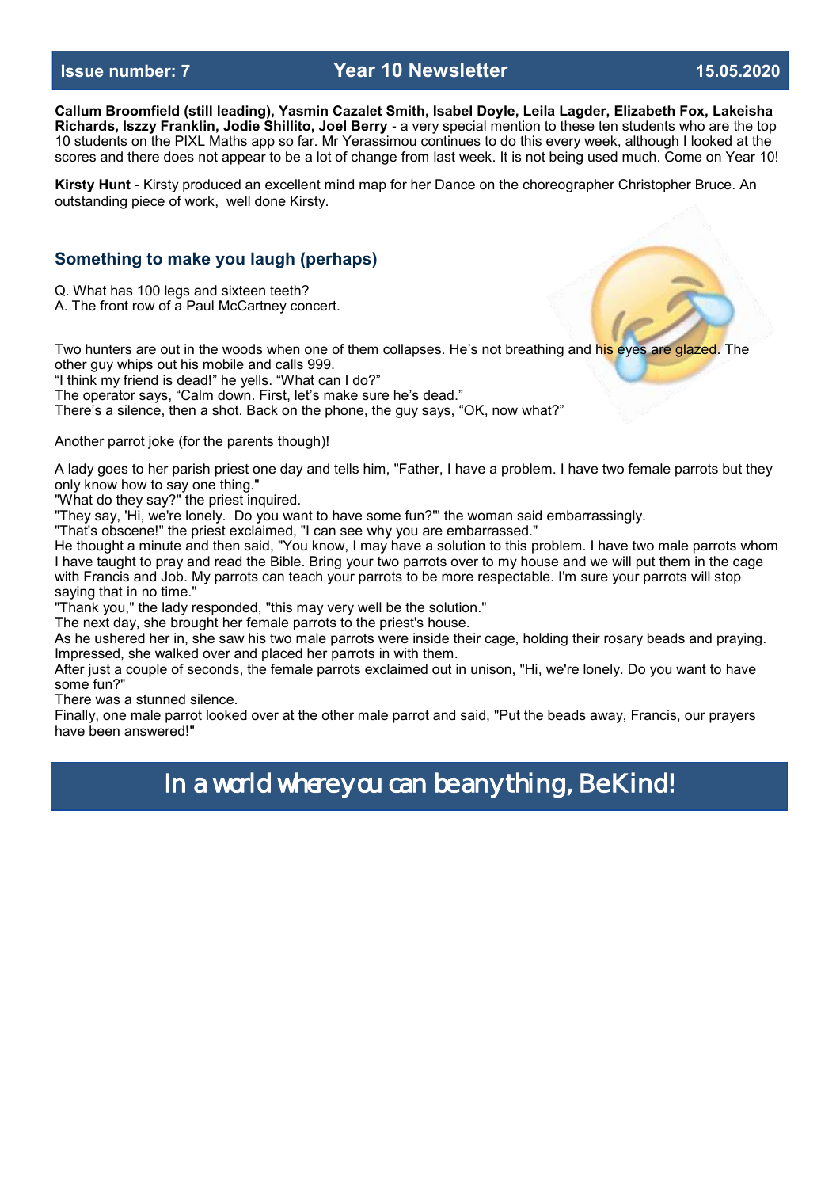**Callum Broomfield (still leading), Yasmin Cazalet Smith, Isabel Doyle, Leila Lagder, Elizabeth Fox, Lakeisha Richards, Iszzy Franklin, Jodie Shillito, Joel Berry** - a very special mention to these ten students who are the top 10 students on the PIXL Maths app so far. Mr Yerassimou continues to do this every week, although I looked at the scores and there does not appear to be a lot of change from last week. It is not being used much. Come on Year 10!

**Kirsty Hunt** - Kirsty produced an excellent mind map for her Dance on the choreographer Christopher Bruce. An outstanding piece of work, well done Kirsty.

## Something to make you laugh (perhaps)

Q. What has 100 legs and sixteen teeth?
A. The front row of a Paul McCartney concert.

Two hunters are out in the woods when one of them collapses. He's not breathing and his eyes are glazed. The other guy whips out his mobile and calls 999.
"I think my friend is dead!" he yells. "What can I do?"
The operator says, "Calm down. First, let's make sure he's dead."
There's a silence, then a shot. Back on the phone, the guy says, "OK, now what?"

Another parrot joke (for the parents though)!

A lady goes to her parish priest one day and tells him, "Father, I have a problem. I have two female parrots but they only know how to say one thing."
"What do they say?" the priest inquired.
"They say, 'Hi, we're lonely. Do you want to have some fun?'" the woman said embarrassingly.
"That's obscene!" the priest exclaimed, "I can see why you are embarrassed."
He thought a minute and then said, "You know, I may have a solution to this problem. I have two male parrots whom I have taught to pray and read the Bible. Bring your two parrots over to my house and we will put them in the cage with Francis and Job. My parrots can teach your parrots to be more respectable. I'm sure your parrots will stop saying that in no time."
"Thank you," the lady responded, "this may very well be the solution."
The next day, she brought her female parrots to the priest's house.
As he ushered her in, she saw his two male parrots were inside their cage, holding their rosary beads and praying. Impressed, she walked over and placed her parrots in with them.
After just a couple of seconds, the female parrots exclaimed out in unison, "Hi, we're lonely. Do you want to have some fun?"
There was a stunned silence.
Finally, one male parrot looked over at the other male parrot and said, "Put the beads away, Francis, our prayers have been answered!"

## In a world where you can be anything, Be Kind!